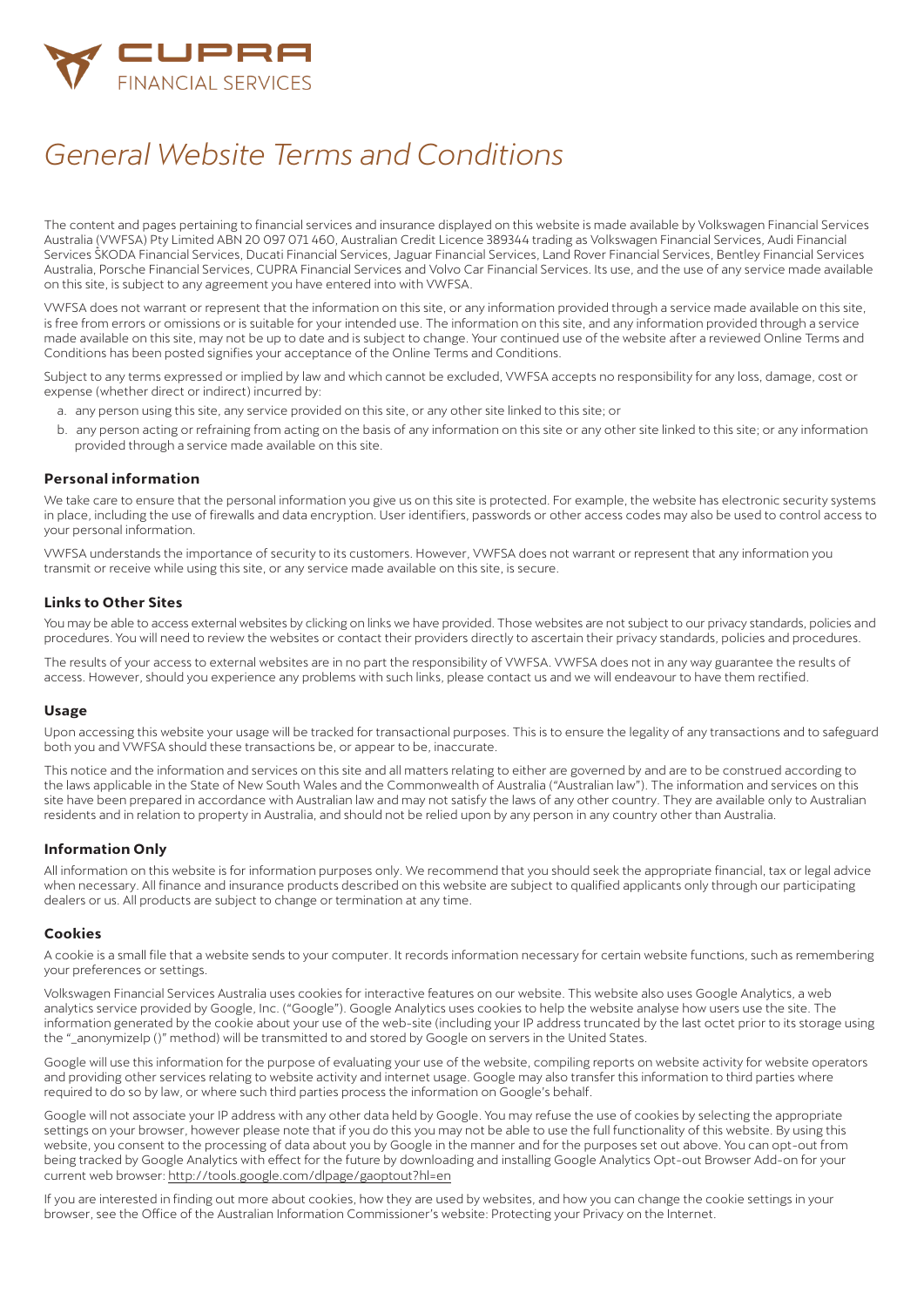CUPRA FINANCIAL SERVICES

# *General Website Terms and Conditions*

The content and pages pertaining to financial services and insurance displayed on this website is made available by Volkswagen Financial Services Australia (VWFSA) Pty Limited ABN 20 097 071 460, Australian Credit Licence 389344 trading as Volkswagen Financial Services, Audi Financial Services ŠKODA Financial Services, Ducati Financial Services, Jaguar Financial Services, Land Rover Financial Services, Bentley Financial Services Australia, Porsche Financial Services, CUPRA Financial Services and Volvo Car Financial Services. Its use, and the use of any service made available on this site, is subject to any agreement you have entered into with VWFSA.

VWFSA does not warrant or represent that the information on this site, or any information provided through a service made available on this site, is free from errors or omissions or is suitable for your intended use. The information on this site, and any information provided through a service made available on this site, may not be up to date and is subject to change. Your continued use of the website after a reviewed Online Terms and Conditions has been posted signifies your acceptance of the Online Terms and Conditions.

Subject to any terms expressed or implied by law and which cannot be excluded, VWFSA accepts no responsibility for any loss, damage, cost or expense (whether direct or indirect) incurred by:

a. any person using this site, any service provided on this site, or any other site linked to this site; or
b. any person acting or refraining from acting on the basis of any information on this site or any other site linked to this site; or any information provided through a service made available on this site.

### Personal information

We take care to ensure that the personal information you give us on this site is protected. For example, the website has electronic security systems in place, including the use of firewalls and data encryption. User identifiers, passwords or other access codes may also be used to control access to your personal information.

VWFSA understands the importance of security to its customers. However, VWFSA does not warrant or represent that any information you transmit or receive while using this site, or any service made available on this site, is secure.

### Links to Other Sites

You may be able to access external websites by clicking on links we have provided. Those websites are not subject to our privacy standards, policies and procedures. You will need to review the websites or contact their providers directly to ascertain their privacy standards, policies and procedures.

The results of your access to external websites are in no part the responsibility of VWFSA. VWFSA does not in any way guarantee the results of access. However, should you experience any problems with such links, please contact us and we will endeavour to have them rectified.

### Usage

Upon accessing this website your usage will be tracked for transactional purposes. This is to ensure the legality of any transactions and to safeguard both you and VWFSA should these transactions be, or appear to be, inaccurate.

This notice and the information and services on this site and all matters relating to either are governed by and are to be construed according to the laws applicable in the State of New South Wales and the Commonwealth of Australia ("Australian law"). The information and services on this site have been prepared in accordance with Australian law and may not satisfy the laws of any other country. They are available only to Australian residents and in relation to property in Australia, and should not be relied upon by any person in any country other than Australia.

### Information Only

All information on this website is for information purposes only. We recommend that you should seek the appropriate financial, tax or legal advice when necessary. All finance and insurance products described on this website are subject to qualified applicants only through our participating dealers or us. All products are subject to change or termination at any time.

### Cookies

A cookie is a small file that a website sends to your computer. It records information necessary for certain website functions, such as remembering your preferences or settings.

Volkswagen Financial Services Australia uses cookies for interactive features on our website. This website also uses Google Analytics, a web analytics service provided by Google, Inc. ("Google"). Google Analytics uses cookies to help the website analyse how users use the site. The information generated by the cookie about your use of the web-site (including your IP address truncated by the last octet prior to its storage using the "_anonymizeIp ()" method) will be transmitted to and stored by Google on servers in the United States.

Google will use this information for the purpose of evaluating your use of the website, compiling reports on website activity for website operators and providing other services relating to website activity and internet usage. Google may also transfer this information to third parties where required to do so by law, or where such third parties process the information on Google's behalf.

Google will not associate your IP address with any other data held by Google. You may refuse the use of cookies by selecting the appropriate settings on your browser, however please note that if you do this you may not be able to use the full functionality of this website. By using this website, you consent to the processing of data about you by Google in the manner and for the purposes set out above. You can opt-out from being tracked by Google Analytics with effect for the future by downloading and installing Google Analytics Opt-out Browser Add-on for your current web browser: http://tools.google.com/dlpage/gaoptout?hl=en

If you are interested in finding out more about cookies, how they are used by websites, and how you can change the cookie settings in your browser, see the Office of the Australian Information Commissioner's website: Protecting your Privacy on the Internet.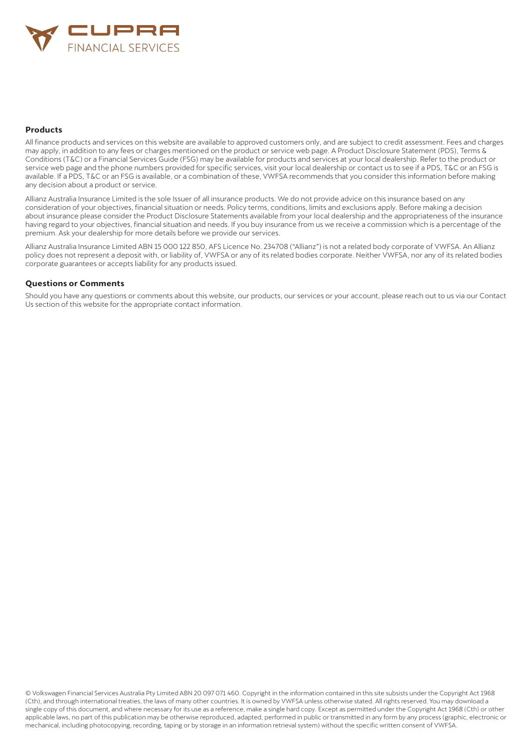## Products

All finance products and services on this website are available to approved customers only, and are subject to credit assessment. Fees and charges may apply, in addition to any fees or charges mentioned on the product or service web page. A Product Disclosure Statement (PDS), Terms & Conditions (T&C) or a Financial Services Guide (FSG) may be available for products and services at your local dealership. Refer to the product or service web page and the phone numbers provided for specific services, visit your local dealership or contact us to see if a PDS, T&C or an FSG is available. If a PDS, T&C or an FSG is available, or a combination of these, VWFSA recommends that you consider this information before making any decision about a product or service.

Allianz Australia Insurance Limited is the sole Issuer of all insurance products. We do not provide advice on this insurance based on any consideration of your objectives, financial situation or needs. Policy terms, conditions, limits and exclusions apply. Before making a decision about insurance please consider the Product Disclosure Statements available from your local dealership and the appropriateness of the insurance having regard to your objectives, financial situation and needs. If you buy insurance from us we receive a commission which is a percentage of the premium. Ask your dealership for more details before we provide our services.

Allianz Australia Insurance Limited ABN 15 000 122 850, AFS Licence No. 234708 ("Allianz") is not a related body corporate of VWFSA. An Allianz policy does not represent a deposit with, or liability of, VWFSA or any of its related bodies corporate. Neither VWFSA, nor any of its related bodies corporate guarantees or accepts liability for any products issued.

## Questions or Comments

Should you have any questions or comments about this website, our products, our services or your account, please reach out to us via our Contact Us section of this website for the appropriate contact information.

© Volkswagen Financial Services Australia Pty Limited ABN 20 097 071 460. Copyright in the information contained in this site subsists under the Copyright Act 1968 (Cth), and through international treaties, the laws of many other countries. It is owned by VWFSA unless otherwise stated. All rights reserved. You may download a single copy of this document, and where necessary for its use as a reference, make a single hard copy. Except as permitted under the Copyright Act 1968 (Cth) or other applicable laws, no part of this publication may be otherwise reproduced, adapted, performed in public or transmitted in any form by any process (graphic, electronic or mechanical, including photocopying, recording, taping or by storage in an information retrieval system) without the specific written consent of VWFSA.